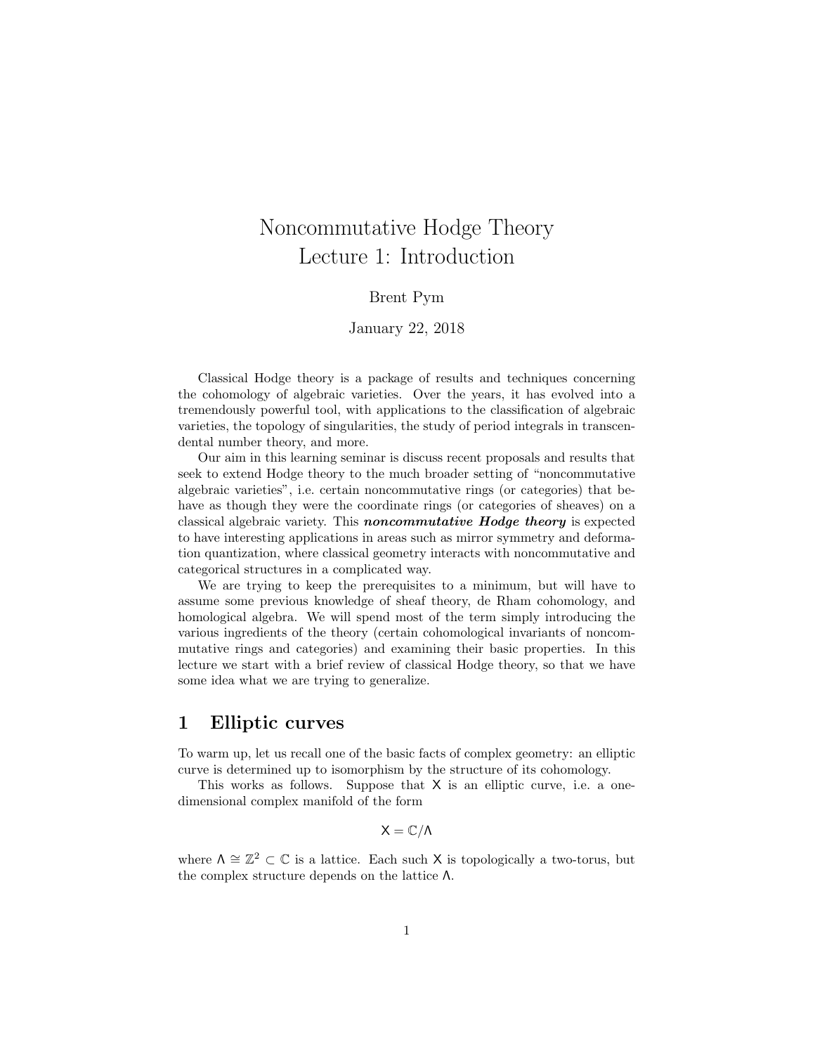# Noncommutative Hodge Theory
## Lecture 1: Introduction

Brent Pym

January 22, 2018

Classical Hodge theory is a package of results and techniques concerning the cohomology of algebraic varieties. Over the years, it has evolved into a tremendously powerful tool, with applications to the classification of algebraic varieties, the topology of singularities, the study of period integrals in transcendental number theory, and more.

Our aim in this learning seminar is discuss recent proposals and results that seek to extend Hodge theory to the much broader setting of "noncommutative algebraic varieties", i.e. certain noncommutative rings (or categories) that behave as though they were the coordinate rings (or categories of sheaves) on a classical algebraic variety. This ***noncommutative Hodge theory*** is expected to have interesting applications in areas such as mirror symmetry and deformation quantization, where classical geometry interacts with noncommutative and categorical structures in a complicated way.

We are trying to keep the prerequisites to a minimum, but will have to assume some previous knowledge of sheaf theory, de Rham cohomology, and homological algebra. We will spend most of the term simply introducing the various ingredients of the theory (certain cohomological invariants of noncommutative rings and categories) and examining their basic properties. In this lecture we start with a brief review of classical Hodge theory, so that we have some idea what we are trying to generalize.

## 1 Elliptic curves

To warm up, let us recall one of the basic facts of complex geometry: an elliptic curve is determined up to isomorphism by the structure of its cohomology.

This works as follows. Suppose that $\mathsf{X}$ is an elliptic curve, i.e. a one-dimensional complex manifold of the form

$$\mathsf{X} = \mathbb{C}/\Lambda$$

where $\Lambda \cong \mathbb{Z}^2 \subset \mathbb{C}$ is a lattice. Each such $\mathsf{X}$ is topologically a two-torus, but the complex structure depends on the lattice $\Lambda$.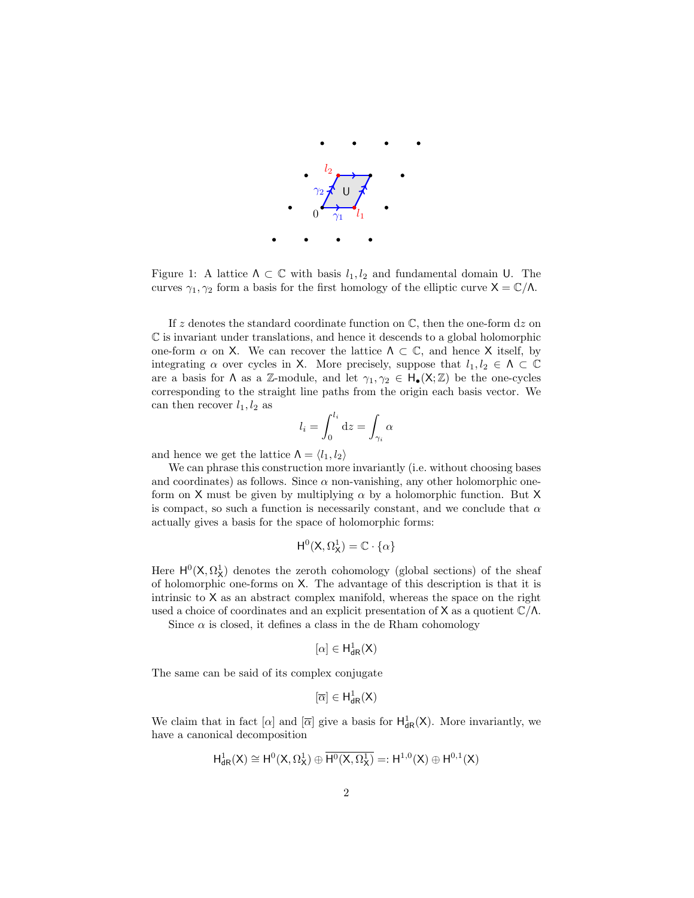Figure 1: A lattice $\Lambda \subset \mathbb{C}$ with basis $l_1, l_2$ and fundamental domain $\mathsf{U}$. The curves $\gamma_1, \gamma_2$ form a basis for the first homology of the elliptic curve $\mathsf{X} = \mathbb{C}/\Lambda$.

If $z$ denotes the standard coordinate function on $\mathbb{C}$, then the one-form $\mathrm{d}z$ on $\mathbb{C}$ is invariant under translations, and hence it descends to a global holomorphic one-form $\alpha$ on $\mathsf{X}$. We can recover the lattice $\Lambda \subset \mathbb{C}$, and hence $\mathsf{X}$ itself, by integrating $\alpha$ over cycles in $\mathsf{X}$. More precisely, suppose that $l_1, l_2 \in \Lambda \subset \mathbb{C}$ are a basis for $\Lambda$ as a $\mathbb{Z}$-module, and let $\gamma_1, \gamma_2 \in \mathsf{H}_\bullet(\mathsf{X};\mathbb{Z})$ be the one-cycles corresponding to the straight line paths from the origin each basis vector. We can then recover $l_1, l_2$ as

$$l_i = \int_0^{l_i} \mathrm{d}z = \int_{\gamma_i} \alpha$$

and hence we get the lattice $\Lambda = \langle l_1, l_2 \rangle$

We can phrase this construction more invariantly (i.e. without choosing bases and coordinates) as follows. Since $\alpha$ non-vanishing, any other holomorphic one-form on $\mathsf{X}$ must be given by multiplying $\alpha$ by a holomorphic function. But $\mathsf{X}$ is compact, so such a function is necessarily constant, and we conclude that $\alpha$ actually gives a basis for the space of holomorphic forms:

$$\mathsf{H}^0(\mathsf{X}, \Omega^1_{\mathsf{X}}) = \mathbb{C} \cdot \{\alpha\}$$

Here $\mathsf{H}^0(\mathsf{X}, \Omega^1_{\mathsf{X}})$ denotes the zeroth cohomology (global sections) of the sheaf of holomorphic one-forms on $\mathsf{X}$. The advantage of this description is that it is intrinsic to $\mathsf{X}$ as an abstract complex manifold, whereas the space on the right used a choice of coordinates and an explicit presentation of $\mathsf{X}$ as a quotient $\mathbb{C}/\Lambda$.

Since $\alpha$ is closed, it defines a class in the de Rham cohomology

$$[\alpha] \in \mathsf{H}^1_{\mathsf{dR}}(\mathsf{X})$$

The same can be said of its complex conjugate

$$[\overline{\alpha}] \in \mathsf{H}^1_{\mathsf{dR}}(\mathsf{X})$$

We claim that in fact $[\alpha]$ and $[\overline{\alpha}]$ give a basis for $\mathsf{H}^1_{\mathsf{dR}}(\mathsf{X})$. More invariantly, we have a canonical decomposition

$$\mathsf{H}^1_{\mathsf{dR}}(\mathsf{X}) \cong \mathsf{H}^0(\mathsf{X}, \Omega^1_{\mathsf{X}}) \oplus \overline{\mathsf{H}^0(\mathsf{X}, \Omega^1_{\mathsf{X}})} =: \mathsf{H}^{1,0}(\mathsf{X}) \oplus \mathsf{H}^{0,1}(\mathsf{X})$$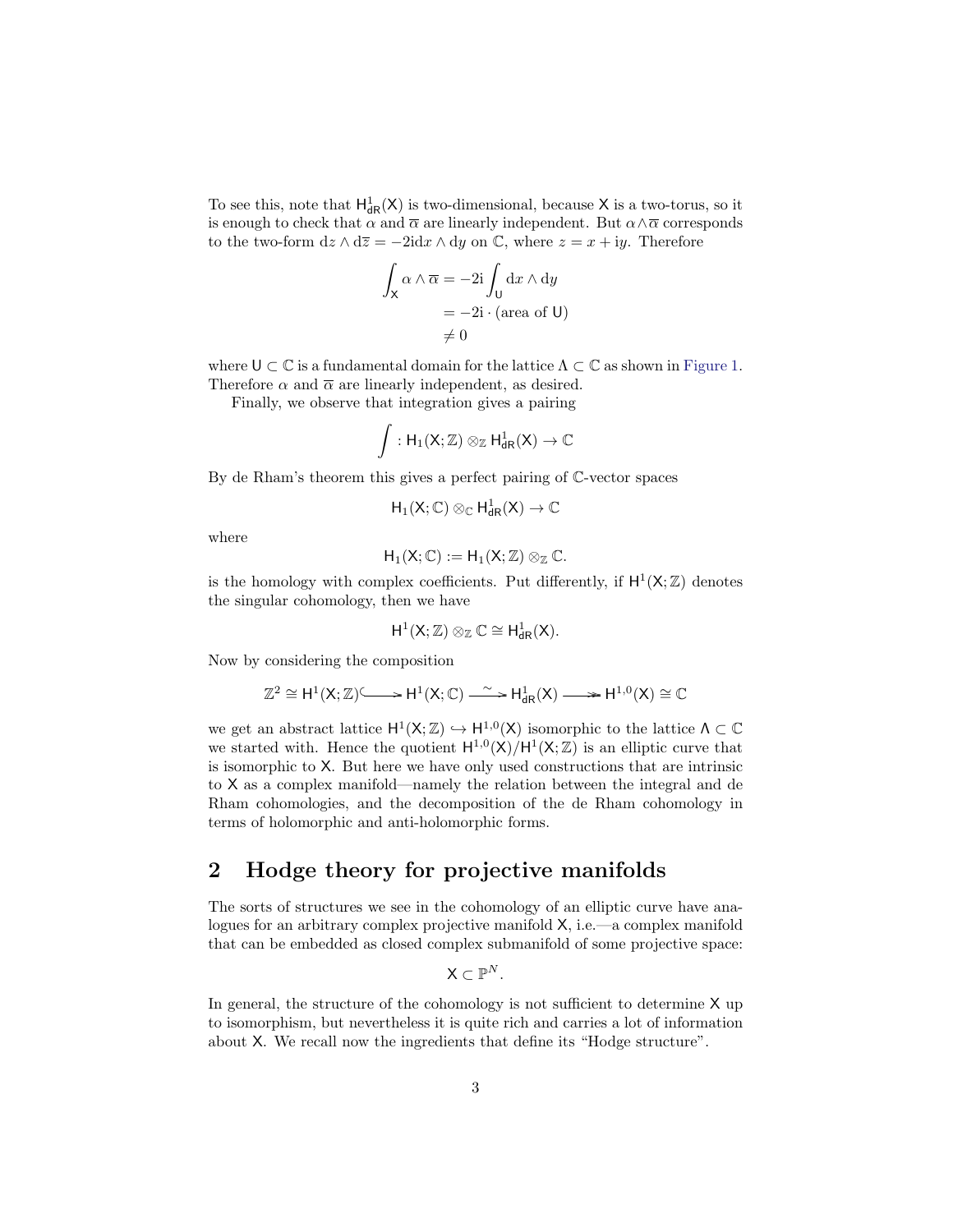To see this, note that $\mathsf{H}^1_{\mathsf{dR}}(\mathsf{X})$ is two-dimensional, because $\mathsf{X}$ is a two-torus, so it is enough to check that $\alpha$ and $\overline{\alpha}$ are linearly independent. But $\alpha\wedge\overline{\alpha}$ corresponds to the two-form $\mathrm{d}z\wedge\mathrm{d}\overline{z} = -2\mathrm{i}\mathrm{d}x\wedge\mathrm{d}y$ on $\mathbb{C}$, where $z = x+\mathrm{i}y$. Therefore

$$
\begin{aligned}
\int_{\mathsf{X}} \alpha\wedge\overline{\alpha} &= -2\mathrm{i}\int_{\mathsf{U}} \mathrm{d}x\wedge\mathrm{d}y \\
&= -2\mathrm{i}\cdot(\text{area of } \mathsf{U}) \\
&\neq 0
\end{aligned}
$$

where $\mathsf{U}\subset\mathbb{C}$ is a fundamental domain for the lattice $\Lambda\subset\mathbb{C}$ as shown in Figure 1. Therefore $\alpha$ and $\overline{\alpha}$ are linearly independent, as desired.

Finally, we observe that integration gives a pairing

$$
\int : \mathsf{H}_1(\mathsf{X};\mathbb{Z})\otimes_{\mathbb{Z}}\mathsf{H}^1_{\mathsf{dR}}(\mathsf{X})\to\mathbb{C}
$$

By de Rham's theorem this gives a perfect pairing of $\mathbb{C}$-vector spaces

$$
\mathsf{H}_1(\mathsf{X};\mathbb{C})\otimes_{\mathbb{C}}\mathsf{H}^1_{\mathsf{dR}}(\mathsf{X})\to\mathbb{C}
$$

where

$$
\mathsf{H}_1(\mathsf{X};\mathbb{C}) := \mathsf{H}_1(\mathsf{X};\mathbb{Z})\otimes_{\mathbb{Z}}\mathbb{C}.
$$

is the homology with complex coefficients. Put differently, if $\mathsf{H}^1(\mathsf{X};\mathbb{Z})$ denotes the singular cohomology, then we have

$$
\mathsf{H}^1(\mathsf{X};\mathbb{Z})\otimes_{\mathbb{Z}}\mathbb{C}\cong\mathsf{H}^1_{\mathsf{dR}}(\mathsf{X}).
$$

Now by considering the composition

$$
\mathbb{Z}^2\cong\mathsf{H}^1(\mathsf{X};\mathbb{Z})\hookrightarrow\mathsf{H}^1(\mathsf{X};\mathbb{C})\xrightarrow{\sim}\mathsf{H}^1_{\mathsf{dR}}(\mathsf{X})\twoheadrightarrow\mathsf{H}^{1,0}(\mathsf{X})\cong\mathbb{C}
$$

we get an abstract lattice $\mathsf{H}^1(\mathsf{X};\mathbb{Z})\hookrightarrow\mathsf{H}^{1,0}(\mathsf{X})$ isomorphic to the lattice $\Lambda\subset\mathbb{C}$ we started with. Hence the quotient $\mathsf{H}^{1,0}(\mathsf{X})/\mathsf{H}^1(\mathsf{X};\mathbb{Z})$ is an elliptic curve that is isomorphic to $\mathsf{X}$. But here we have only used constructions that are intrinsic to $\mathsf{X}$ as a complex manifold—namely the relation between the integral and de Rham cohomologies, and the decomposition of the de Rham cohomology in terms of holomorphic and anti-holomorphic forms.

## 2 Hodge theory for projective manifolds

The sorts of structures we see in the cohomology of an elliptic curve have analogues for an arbitrary complex projective manifold $\mathsf{X}$, i.e.—a complex manifold that can be embedded as closed complex submanifold of some projective space:

$$
\mathsf{X}\subset\mathbb{P}^N.
$$

In general, the structure of the cohomology is not sufficient to determine $\mathsf{X}$ up to isomorphism, but nevertheless it is quite rich and carries a lot of information about $\mathsf{X}$. We recall now the ingredients that define its "Hodge structure".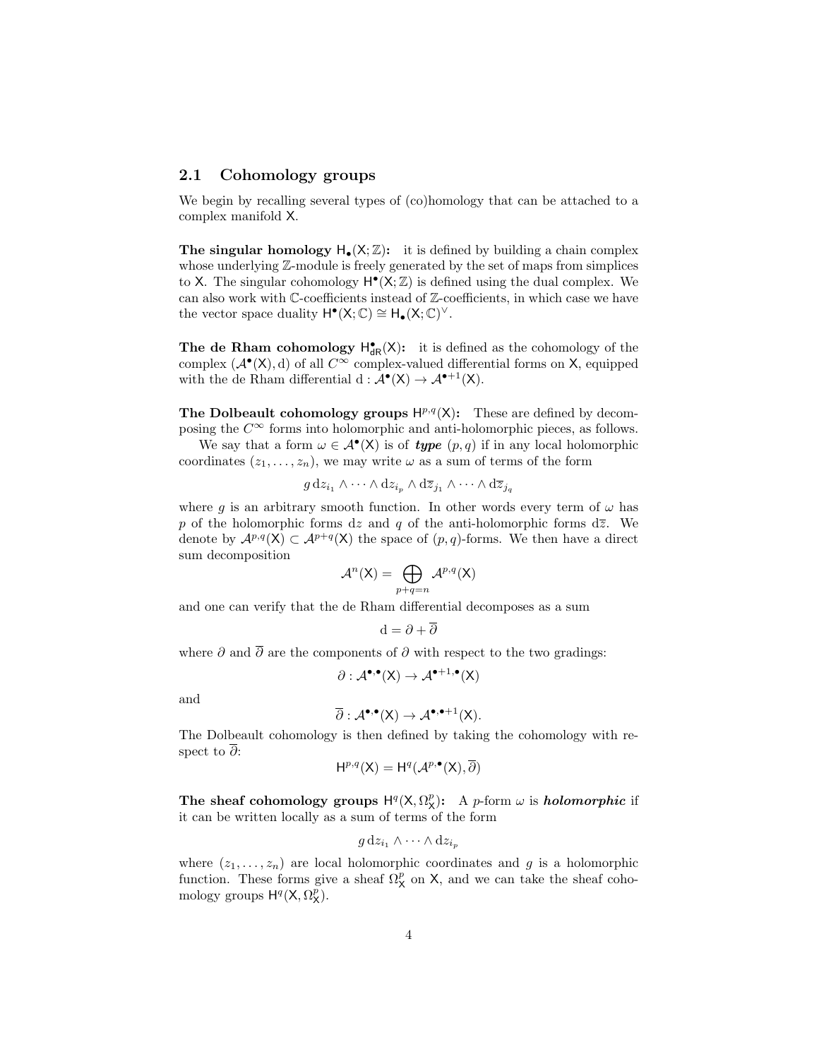## 2.1 Cohomology groups

We begin by recalling several types of (co)homology that can be attached to a complex manifold $\mathsf{X}$.

**The singular homology $\mathsf{H}_\bullet(\mathsf{X};\mathbb{Z})$:** it is defined by building a chain complex whose underlying $\mathbb{Z}$-module is freely generated by the set of maps from simplices to $\mathsf{X}$. The singular cohomology $\mathsf{H}^\bullet(\mathsf{X};\mathbb{Z})$ is defined using the dual complex. We can also work with $\mathbb{C}$-coefficients instead of $\mathbb{Z}$-coefficients, in which case we have the vector space duality $\mathsf{H}^\bullet(\mathsf{X};\mathbb{C}) \cong \mathsf{H}_\bullet(\mathsf{X};\mathbb{C})^\vee$.

**The de Rham cohomology $\mathsf{H}^\bullet_{\mathsf{dR}}(\mathsf{X})$:** it is defined as the cohomology of the complex $(\mathcal{A}^\bullet(\mathsf{X}), \mathrm{d})$ of all $C^\infty$ complex-valued differential forms on $\mathsf{X}$, equipped with the de Rham differential $\mathrm{d} : \mathcal{A}^\bullet(\mathsf{X}) \to \mathcal{A}^{\bullet+1}(\mathsf{X})$.

**The Dolbeault cohomology groups $\mathsf{H}^{p,q}(\mathsf{X})$:** These are defined by decomposing the $C^\infty$ forms into holomorphic and anti-holomorphic pieces, as follows.

We say that a form $\omega \in \mathcal{A}^\bullet(\mathsf{X})$ is of ***type*** $(p,q)$ if in any local holomorphic coordinates $(z_1,\ldots,z_n)$, we may write $\omega$ as a sum of terms of the form

$$g\,\mathrm{d}z_{i_1} \wedge \cdots \wedge \mathrm{d}z_{i_p} \wedge \mathrm{d}\overline{z}_{j_1} \wedge \cdots \wedge \mathrm{d}\overline{z}_{j_q}$$

where $g$ is an arbitrary smooth function. In other words every term of $\omega$ has $p$ of the holomorphic forms $\mathrm{d}z$ and $q$ of the anti-holomorphic forms $\mathrm{d}\overline{z}$. We denote by $\mathcal{A}^{p,q}(\mathsf{X}) \subset \mathcal{A}^{p+q}(\mathsf{X})$ the space of $(p,q)$-forms. We then have a direct sum decomposition

$$\mathcal{A}^n(\mathsf{X}) = \bigoplus_{p+q=n} \mathcal{A}^{p,q}(\mathsf{X})$$

and one can verify that the de Rham differential decomposes as a sum

$$\mathrm{d} = \partial + \overline{\partial}$$

where $\partial$ and $\overline{\partial}$ are the components of $\partial$ with respect to the two gradings:

$$\partial : \mathcal{A}^{\bullet,\bullet}(\mathsf{X}) \to \mathcal{A}^{\bullet+1,\bullet}(\mathsf{X})$$

and

$$\overline{\partial} : \mathcal{A}^{\bullet,\bullet}(\mathsf{X}) \to \mathcal{A}^{\bullet,\bullet+1}(\mathsf{X}).$$

The Dolbeault cohomology is then defined by taking the cohomology with respect to $\overline{\partial}$:

$$\mathsf{H}^{p,q}(\mathsf{X}) = \mathsf{H}^q(\mathcal{A}^{p,\bullet}(\mathsf{X}), \overline{\partial})$$

**The sheaf cohomology groups $\mathsf{H}^q(\mathsf{X},\Omega^p_{\mathsf{X}})$:** A $p$-form $\omega$ is ***holomorphic*** if it can be written locally as a sum of terms of the form

$$g\,\mathrm{d}z_{i_1} \wedge \cdots \wedge \mathrm{d}z_{i_p}$$

where $(z_1,\ldots,z_n)$ are local holomorphic coordinates and $g$ is a holomorphic function. These forms give a sheaf $\Omega^p_{\mathsf{X}}$ on $\mathsf{X}$, and we can take the sheaf cohomology groups $\mathsf{H}^q(\mathsf{X},\Omega^p_{\mathsf{X}})$.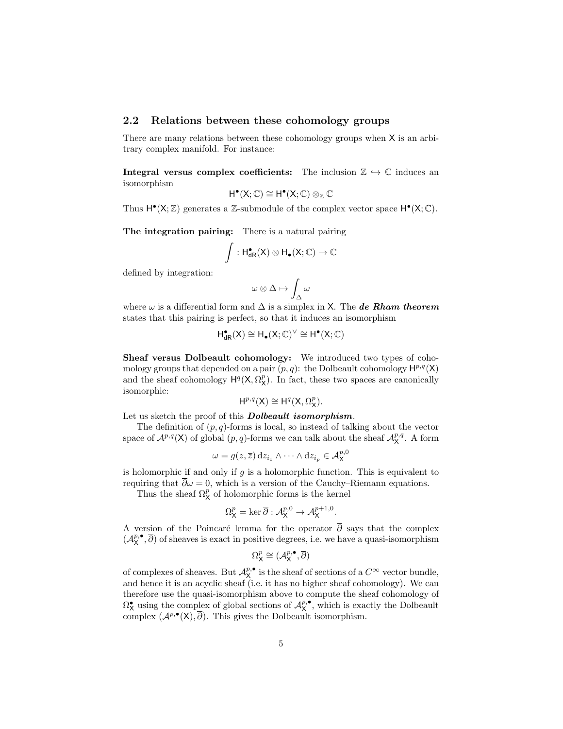## 2.2 Relations between these cohomology groups

There are many relations between these cohomology groups when $\mathsf{X}$ is an arbitrary complex manifold. For instance:

**Integral versus complex coefficients:** The inclusion $\mathbb{Z} \hookrightarrow \mathbb{C}$ induces an isomorphism

$$\mathsf{H}^{\bullet}(\mathsf{X};\mathbb{C}) \cong \mathsf{H}^{\bullet}(\mathsf{X};\mathbb{C}) \otimes_{\mathbb{Z}} \mathbb{C}$$

Thus $\mathsf{H}^{\bullet}(\mathsf{X};\mathbb{Z})$ generates a $\mathbb{Z}$-submodule of the complex vector space $\mathsf{H}^{\bullet}(\mathsf{X};\mathbb{C})$.

**The integration pairing:** There is a natural pairing

$$\int : \mathsf{H}^{\bullet}_{\mathsf{dR}}(\mathsf{X}) \otimes \mathsf{H}_{\bullet}(\mathsf{X};\mathbb{C}) \to \mathbb{C}$$

defined by integration:

$$\omega \otimes \Delta \mapsto \int_{\Delta} \omega$$

where $\omega$ is a differential form and $\Delta$ is a simplex in $\mathsf{X}$. The ***de Rham theorem*** states that this pairing is perfect, so that it induces an isomorphism

$$\mathsf{H}^{\bullet}_{\mathsf{dR}}(\mathsf{X}) \cong \mathsf{H}_{\bullet}(\mathsf{X};\mathbb{C})^{\vee} \cong \mathsf{H}^{\bullet}(\mathsf{X};\mathbb{C})$$

**Sheaf versus Dolbeault cohomology:** We introduced two types of cohomology groups that depended on a pair $(p,q)$: the Dolbeault cohomology $\mathsf{H}^{p,q}(\mathsf{X})$ and the sheaf cohomology $\mathsf{H}^{q}(\mathsf{X},\Omega^{p}_{\mathsf{X}})$. In fact, these two spaces are canonically isomorphic:

$$\mathsf{H}^{p,q}(\mathsf{X}) \cong \mathsf{H}^{q}(\mathsf{X},\Omega^{p}_{\mathsf{X}}).$$

Let us sketch the proof of this ***Dolbeault isomorphism***.

The definition of $(p,q)$-forms is local, so instead of talking about the vector space of $\mathcal{A}^{p,q}(\mathsf{X})$ of global $(p,q)$-forms we can talk about the sheaf $\mathcal{A}^{p,q}_{\mathsf{X}}$. A form

$$\omega = g(z,\overline{z})\,\mathrm{d}z_{i_1} \wedge \cdots \wedge \mathrm{d}z_{i_p} \in \mathcal{A}^{p,0}_{\mathsf{X}}$$

is holomorphic if and only if $g$ is a holomorphic function. This is equivalent to requiring that $\overline{\partial}\omega = 0$, which is a version of the Cauchy–Riemann equations.

Thus the sheaf $\Omega^{p}_{\mathsf{X}}$ of holomorphic forms is the kernel

$$\Omega^{p}_{\mathsf{X}} = \ker \overline{\partial} : \mathcal{A}^{p,0}_{\mathsf{X}} \to \mathcal{A}^{p+1,0}_{\mathsf{X}}.$$

A version of the Poincaré lemma for the operator $\overline{\partial}$ says that the complex $(\mathcal{A}^{p,\bullet}_{\mathsf{X}},\overline{\partial})$ of sheaves is exact in positive degrees, i.e. we have a quasi-isomorphism

$$\Omega^{p}_{\mathsf{X}} \cong (\mathcal{A}^{p,\bullet}_{\mathsf{X}},\overline{\partial})$$

of complexes of sheaves. But $\mathcal{A}^{p,\bullet}_{\mathsf{X}}$ is the sheaf of sections of a $C^{\infty}$ vector bundle, and hence it is an acyclic sheaf (i.e. it has no higher sheaf cohomology). We can therefore use the quasi-isomorphism above to compute the sheaf cohomology of $\Omega^{\bullet}_{\mathsf{X}}$ using the complex of global sections of $\mathcal{A}^{p,\bullet}_{\mathsf{X}}$, which is exactly the Dolbeault complex $(\mathcal{A}^{p,\bullet}(\mathsf{X}),\overline{\partial})$. This gives the Dolbeault isomorphism.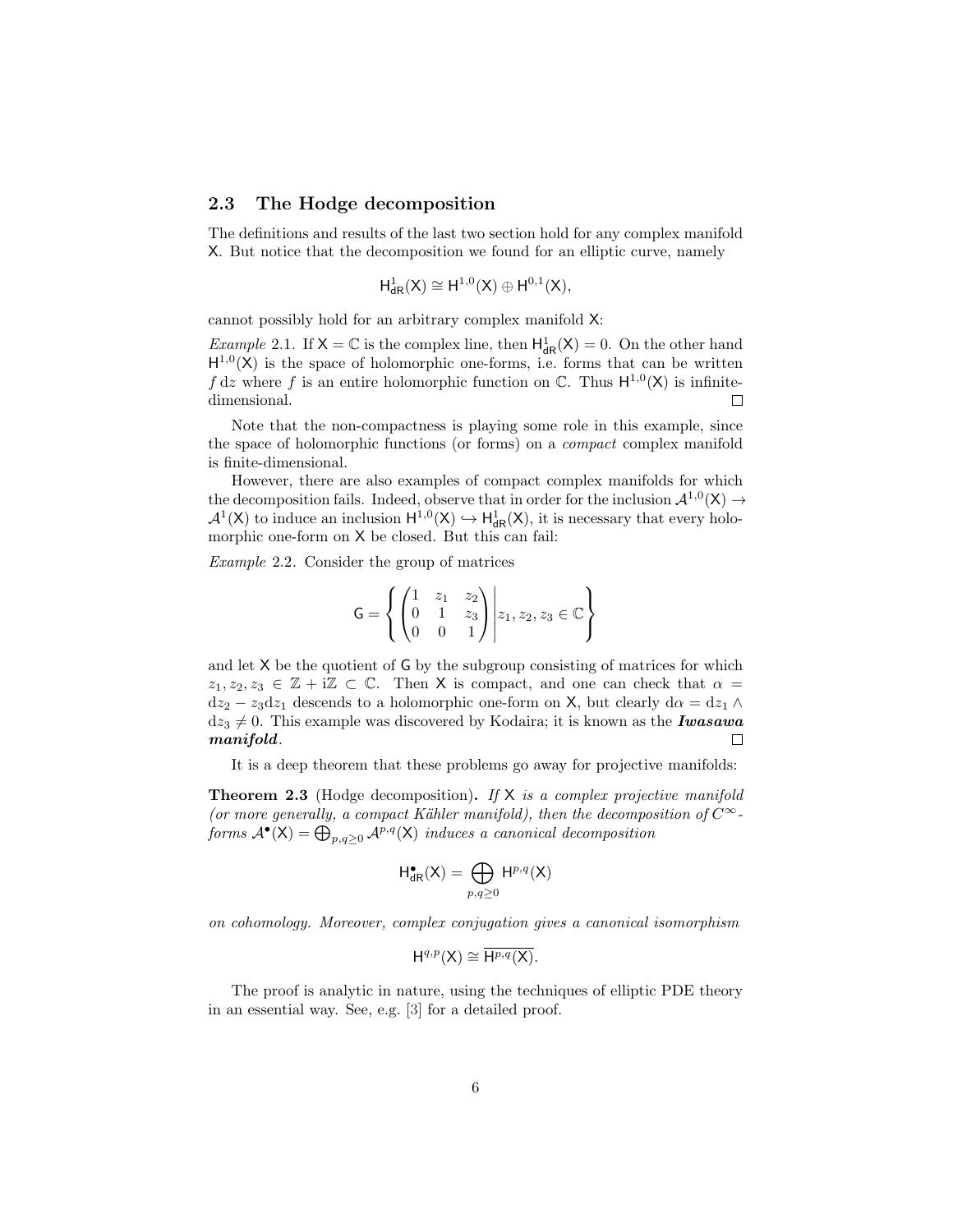## 2.3 The Hodge decomposition

The definitions and results of the last two section hold for any complex manifold $\mathsf{X}$. But notice that the decomposition we found for an elliptic curve, namely

$$\mathsf{H}^1_{\mathsf{dR}}(\mathsf{X}) \cong \mathsf{H}^{1,0}(\mathsf{X}) \oplus \mathsf{H}^{0,1}(\mathsf{X}),$$

cannot possibly hold for an arbitrary complex manifold $\mathsf{X}$:

*Example* 2.1. If $\mathsf{X} = \mathbb{C}$ is the complex line, then $\mathsf{H}^1_{\mathsf{dR}}(\mathsf{X}) = 0$. On the other hand $\mathsf{H}^{1,0}(\mathsf{X})$ is the space of holomorphic one-forms, i.e. forms that can be written $f\,\mathrm{d}z$ where $f$ is an entire holomorphic function on $\mathbb{C}$. Thus $\mathsf{H}^{1,0}(\mathsf{X})$ is infinite-dimensional. □

Note that the non-compactness is playing some role in this example, since the space of holomorphic functions (or forms) on a *compact* complex manifold is finite-dimensional.

However, there are also examples of compact complex manifolds for which the decomposition fails. Indeed, observe that in order for the inclusion $\mathcal{A}^{1,0}(\mathsf{X}) \to \mathcal{A}^1(\mathsf{X})$ to induce an inclusion $\mathsf{H}^{1,0}(\mathsf{X}) \hookrightarrow \mathsf{H}^1_{\mathsf{dR}}(\mathsf{X})$, it is necessary that every holomorphic one-form on $\mathsf{X}$ be closed. But this can fail:

*Example* 2.2. Consider the group of matrices

$$\mathsf{G} = \left\{ \begin{pmatrix} 1 & z_1 & z_2 \\ 0 & 1 & z_3 \\ 0 & 0 & 1 \end{pmatrix} \middle| z_1, z_2, z_3 \in \mathbb{C} \right\}$$

and let $\mathsf{X}$ be the quotient of $\mathsf{G}$ by the subgroup consisting of matrices for which $z_1, z_2, z_3 \in \mathbb{Z} + \mathrm{i}\mathbb{Z} \subset \mathbb{C}$. Then $\mathsf{X}$ is compact, and one can check that $\alpha = \mathrm{d}z_2 - z_3\mathrm{d}z_1$ descends to a holomorphic one-form on $\mathsf{X}$, but clearly $\mathrm{d}\alpha = \mathrm{d}z_1 \wedge \mathrm{d}z_3 \neq 0$. This example was discovered by Kodaira; it is known as the ***Iwasawa manifold***. □

It is a deep theorem that these problems go away for projective manifolds:

**Theorem 2.3** (Hodge decomposition)**.** *If $\mathsf{X}$ is a complex projective manifold (or more generally, a compact Kähler manifold), then the decomposition of $C^\infty$-forms $\mathcal{A}^\bullet(\mathsf{X}) = \bigoplus_{p,q\geq 0} \mathcal{A}^{p,q}(\mathsf{X})$ induces a canonical decomposition*

$$\mathsf{H}^\bullet_{\mathsf{dR}}(\mathsf{X}) = \bigoplus_{p,q\geq 0} \mathsf{H}^{p,q}(\mathsf{X})$$

*on cohomology. Moreover, complex conjugation gives a canonical isomorphism*

$$\mathsf{H}^{q,p}(\mathsf{X}) \cong \overline{\mathsf{H}^{p,q}(\mathsf{X})}.$$

The proof is analytic in nature, using the techniques of elliptic PDE theory in an essential way. See, e.g. [3] for a detailed proof.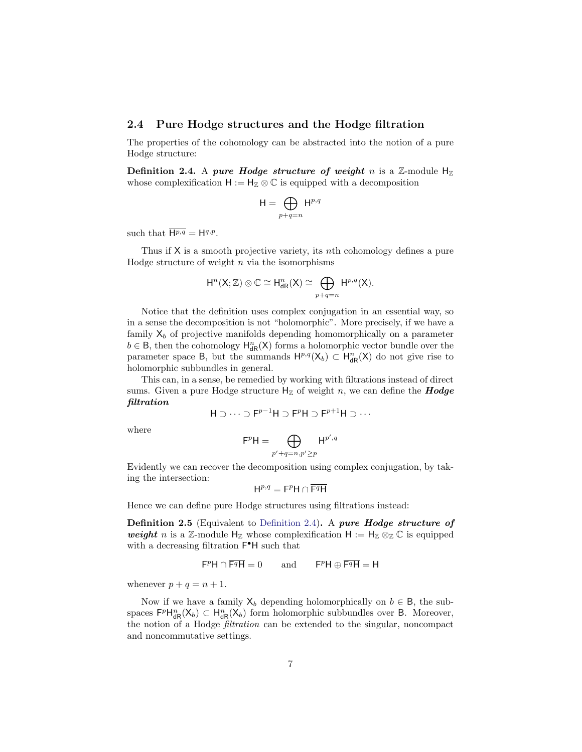## 2.4 Pure Hodge structures and the Hodge filtration

The properties of the cohomology can be abstracted into the notion of a pure Hodge structure:

**Definition 2.4.** A ***pure Hodge structure of weight*** $n$ is a $\mathbb{Z}$-module $\mathsf{H}_{\mathbb{Z}}$ whose complexification $\mathsf{H} := \mathsf{H}_{\mathbb{Z}} \otimes \mathbb{C}$ is equipped with a decomposition

$$\mathsf{H} = \bigoplus_{p+q=n} \mathsf{H}^{p,q}$$

such that $\overline{\mathsf{H}^{p,q}} = \mathsf{H}^{q,p}$.

Thus if $\mathsf{X}$ is a smooth projective variety, its $n$th cohomology defines a pure Hodge structure of weight $n$ via the isomorphisms

$$\mathsf{H}^n(\mathsf{X};\mathbb{Z}) \otimes \mathbb{C} \cong \mathsf{H}^n_{\mathsf{dR}}(\mathsf{X}) \cong \bigoplus_{p+q=n} \mathsf{H}^{p,q}(\mathsf{X}).$$

Notice that the definition uses complex conjugation in an essential way, so in a sense the decomposition is not "holomorphic". More precisely, if we have a family $\mathsf{X}_b$ of projective manifolds depending homomorphically on a parameter $b \in \mathsf{B}$, then the cohomology $\mathsf{H}^n_{\mathsf{dR}}(\mathsf{X})$ forms a holomorphic vector bundle over the parameter space $\mathsf{B}$, but the summands $\mathsf{H}^{p,q}(\mathsf{X}_b) \subset \mathsf{H}^n_{\mathsf{dR}}(\mathsf{X})$ do not give rise to holomorphic subbundles in general.

This can, in a sense, be remedied by working with filtrations instead of direct sums. Given a pure Hodge structure $\mathsf{H}_{\mathbb{Z}}$ of weight $n$, we can define the ***Hodge filtration***

$$\mathsf{H} \supset \cdots \supset \mathsf{F}^{p-1}\mathsf{H} \supset \mathsf{F}^p\mathsf{H} \supset \mathsf{F}^{p+1}\mathsf{H} \supset \cdots$$

where

$$\mathsf{F}^p\mathsf{H} = \bigoplus_{p'+q=n, p' \geq p} \mathsf{H}^{p',q}$$

Evidently we can recover the decomposition using complex conjugation, by taking the intersection:

$$\mathsf{H}^{p,q} = \mathsf{F}^p\mathsf{H} \cap \overline{\mathsf{F}^q\mathsf{H}}$$

Hence we can define pure Hodge structures using filtrations instead:

**Definition 2.5** (Equivalent to Definition 2.4)**.** A ***pure Hodge structure of weight*** $n$ is a $\mathbb{Z}$-module $\mathsf{H}_{\mathbb{Z}}$ whose complexification $\mathsf{H} := \mathsf{H}_{\mathbb{Z}} \otimes_{\mathbb{Z}} \mathbb{C}$ is equipped with a decreasing filtration $\mathsf{F}^\bullet\mathsf{H}$ such that

$$\mathsf{F}^p\mathsf{H} \cap \overline{\mathsf{F}^q\mathsf{H}} = 0 \qquad \text{and} \qquad \mathsf{F}^p\mathsf{H} \oplus \overline{\mathsf{F}^q\mathsf{H}} = \mathsf{H}$$

whenever $p + q = n + 1$.

Now if we have a family $\mathsf{X}_b$ depending holomorphically on $b \in \mathsf{B}$, the subspaces $\mathsf{F}^p\mathsf{H}^n_{\mathsf{dR}}(\mathsf{X}_b) \subset \mathsf{H}^n_{\mathsf{dR}}(\mathsf{X}_b)$ form holomorphic subbundles over $\mathsf{B}$. Moreover, the notion of a Hodge *filtration* can be extended to the singular, noncompact and noncommutative settings.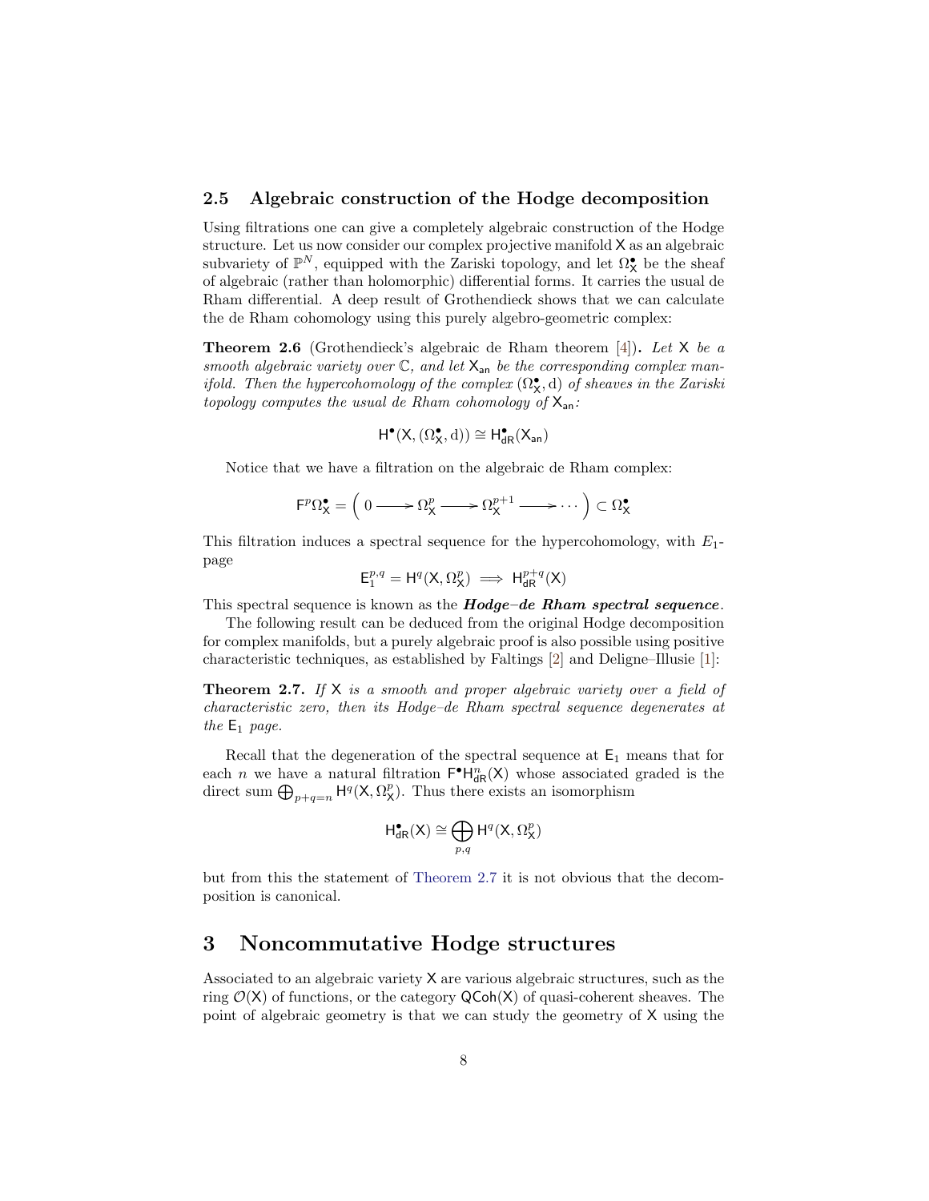### 2.5 Algebraic construction of the Hodge decomposition

Using filtrations one can give a completely algebraic construction of the Hodge structure. Let us now consider our complex projective manifold $\mathsf{X}$ as an algebraic subvariety of $\mathbb{P}^N$, equipped with the Zariski topology, and let $\Omega^\bullet_{\mathsf{X}}$ be the sheaf of algebraic (rather than holomorphic) differential forms. It carries the usual de Rham differential. A deep result of Grothendieck shows that we can calculate the de Rham cohomology using this purely algebro-geometric complex:

**Theorem 2.6** (Grothendieck's algebraic de Rham theorem [4]). *Let $\mathsf{X}$ be a smooth algebraic variety over $\mathbb{C}$, and let $\mathsf{X}_{\mathsf{an}}$ be the corresponding complex manifold. Then the hypercohomology of the complex $(\Omega^\bullet_{\mathsf{X}}, \mathrm{d})$ of sheaves in the Zariski topology computes the usual de Rham cohomology of $\mathsf{X}_{\mathsf{an}}$:*

$$\mathsf{H}^\bullet(\mathsf{X}, (\Omega^\bullet_{\mathsf{X}}, \mathrm{d})) \cong \mathsf{H}^\bullet_{\mathsf{dR}}(\mathsf{X}_{\mathsf{an}})$$

Notice that we have a filtration on the algebraic de Rham complex:

$$\mathsf{F}^p\Omega^\bullet_{\mathsf{X}} = \Big( 0 \longrightarrow \Omega^p_{\mathsf{X}} \longrightarrow \Omega^{p+1}_{\mathsf{X}} \longrightarrow \cdots \Big) \subset \Omega^\bullet_{\mathsf{X}}$$

This filtration induces a spectral sequence for the hypercohomology, with $E_1$-page

$$\mathsf{E}_1^{p,q} = \mathsf{H}^q(\mathsf{X}, \Omega^p_{\mathsf{X}}) \implies \mathsf{H}^{p+q}_{\mathsf{dR}}(\mathsf{X})$$

This spectral sequence is known as the ***Hodge–de Rham spectral sequence***.

The following result can be deduced from the original Hodge decomposition for complex manifolds, but a purely algebraic proof is also possible using positive characteristic techniques, as established by Faltings [2] and Deligne–Illusie [1]:

**Theorem 2.7.** *If $\mathsf{X}$ is a smooth and proper algebraic variety over a field of characteristic zero, then its Hodge–de Rham spectral sequence degenerates at the $\mathsf{E}_1$ page.*

Recall that the degeneration of the spectral sequence at $\mathsf{E}_1$ means that for each $n$ we have a natural filtration $\mathsf{F}^\bullet\mathsf{H}^n_{\mathsf{dR}}(\mathsf{X})$ whose associated graded is the direct sum $\bigoplus_{p+q=n} \mathsf{H}^q(\mathsf{X}, \Omega^p_{\mathsf{X}})$. Thus there exists an isomorphism

$$\mathsf{H}^\bullet_{\mathsf{dR}}(\mathsf{X}) \cong \bigoplus_{p,q} \mathsf{H}^q(\mathsf{X}, \Omega^p_{\mathsf{X}})$$

but from this the statement of Theorem 2.7 it is not obvious that the decomposition is canonical.

# 3 Noncommutative Hodge structures

Associated to an algebraic variety $\mathsf{X}$ are various algebraic structures, such as the ring $\mathcal{O}(\mathsf{X})$ of functions, or the category $\mathsf{QCoh}(\mathsf{X})$ of quasi-coherent sheaves. The point of algebraic geometry is that we can study the geometry of $\mathsf{X}$ using the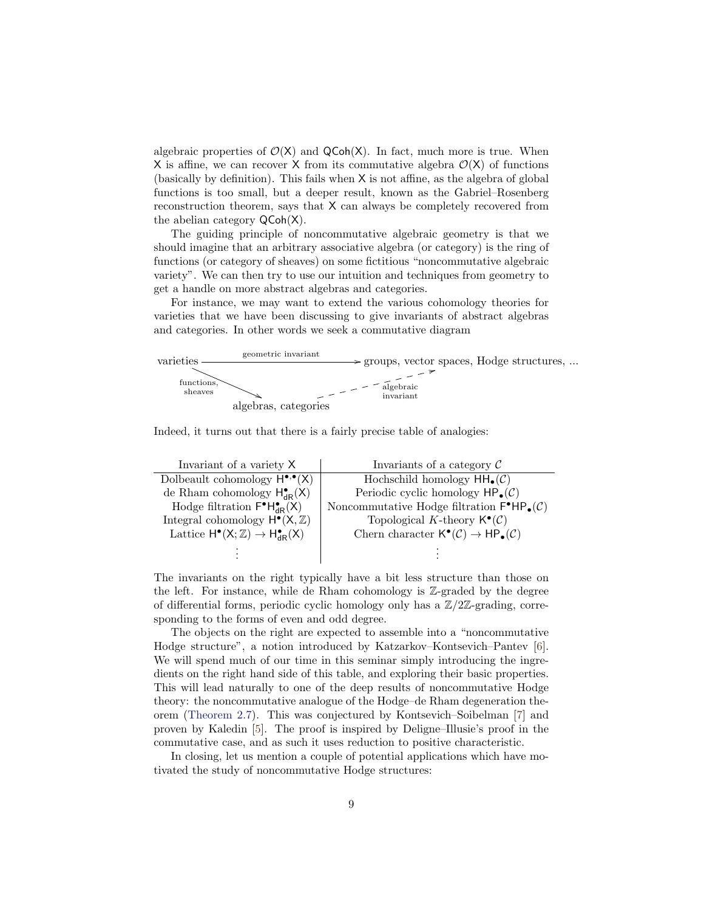algebraic properties of $\mathcal{O}(\mathsf{X})$ and $\mathsf{QCoh}(\mathsf{X})$. In fact, much more is true. When $\mathsf{X}$ is affine, we can recover $\mathsf{X}$ from its commutative algebra $\mathcal{O}(\mathsf{X})$ of functions (basically by definition). This fails when $\mathsf{X}$ is not affine, as the algebra of global functions is too small, but a deeper result, known as the Gabriel–Rosenberg reconstruction theorem, says that $\mathsf{X}$ can always be completely recovered from the abelian category $\mathsf{QCoh}(\mathsf{X})$.

The guiding principle of noncommutative algebraic geometry is that we should imagine that an arbitrary associative algebra (or category) is the ring of functions (or category of sheaves) on some fictitious "noncommutative algebraic variety". We can then try to use our intuition and techniques from geometry to get a handle on more abstract algebras and categories.

For instance, we may want to extend the various cohomology theories for varieties that we have been discussing to give invariants of abstract algebras and categories. In other words we seek a commutative diagram

$$\begin{array}{ccc} \text{varieties} & \xrightarrow{\text{geometric invariant}} & \text{groups, vector spaces, Hodge structures, ...} \\ & \searrow^{\text{functions, sheaves}} \quad \text{algebras, categories} \quad \dashrightarrow^{\text{algebraic invariant}} & \end{array}$$

Indeed, it turns out that there is a fairly precise table of analogies:

| Invariant of a variety $\mathsf{X}$ | Invariants of a category $\mathcal{C}$ |
|---|---|
| Dolbeault cohomology $\mathsf{H}^{\bullet,\bullet}(\mathsf{X})$ | Hochschild homology $\mathsf{HH}_\bullet(\mathcal{C})$ |
| de Rham cohomology $\mathsf{H}^\bullet_{\mathsf{dR}}(\mathsf{X})$ | Periodic cyclic homology $\mathsf{HP}_\bullet(\mathcal{C})$ |
| Hodge filtration $\mathsf{F}^\bullet\mathsf{H}^\bullet_{\mathsf{dR}}(\mathsf{X})$ | Noncommutative Hodge filtration $\mathsf{F}^\bullet\mathsf{HP}_\bullet(\mathcal{C})$ |
| Integral cohomology $\mathsf{H}^\bullet(\mathsf{X},\mathbb{Z})$ | Topological $K$-theory $\mathsf{K}^\bullet(\mathcal{C})$ |
| Lattice $\mathsf{H}^\bullet(\mathsf{X};\mathbb{Z}) \to \mathsf{H}^\bullet_{\mathsf{dR}}(\mathsf{X})$ | Chern character $\mathsf{K}^\bullet(\mathcal{C}) \to \mathsf{HP}_\bullet(\mathcal{C})$ |
| $\vdots$ | $\vdots$ |

The invariants on the right typically have a bit less structure than those on the left. For instance, while de Rham cohomology is $\mathbb{Z}$-graded by the degree of differential forms, periodic cyclic homology only has a $\mathbb{Z}/2\mathbb{Z}$-grading, corresponding to the forms of even and odd degree.

The objects on the right are expected to assemble into a "noncommutative Hodge structure", a notion introduced by Katzarkov–Kontsevich–Pantev [6]. We will spend much of our time in this seminar simply introducing the ingredients on the right hand side of this table, and exploring their basic properties. This will lead naturally to one of the deep results of noncommutative Hodge theory: the noncommutative analogue of the Hodge–de Rham degeneration theorem (Theorem 2.7). This was conjectured by Kontsevich–Soibelman [7] and proven by Kaledin [5]. The proof is inspired by Deligne–Illusie's proof in the commutative case, and as such it uses reduction to positive characteristic.

In closing, let us mention a couple of potential applications which have motivated the study of noncommutative Hodge structures: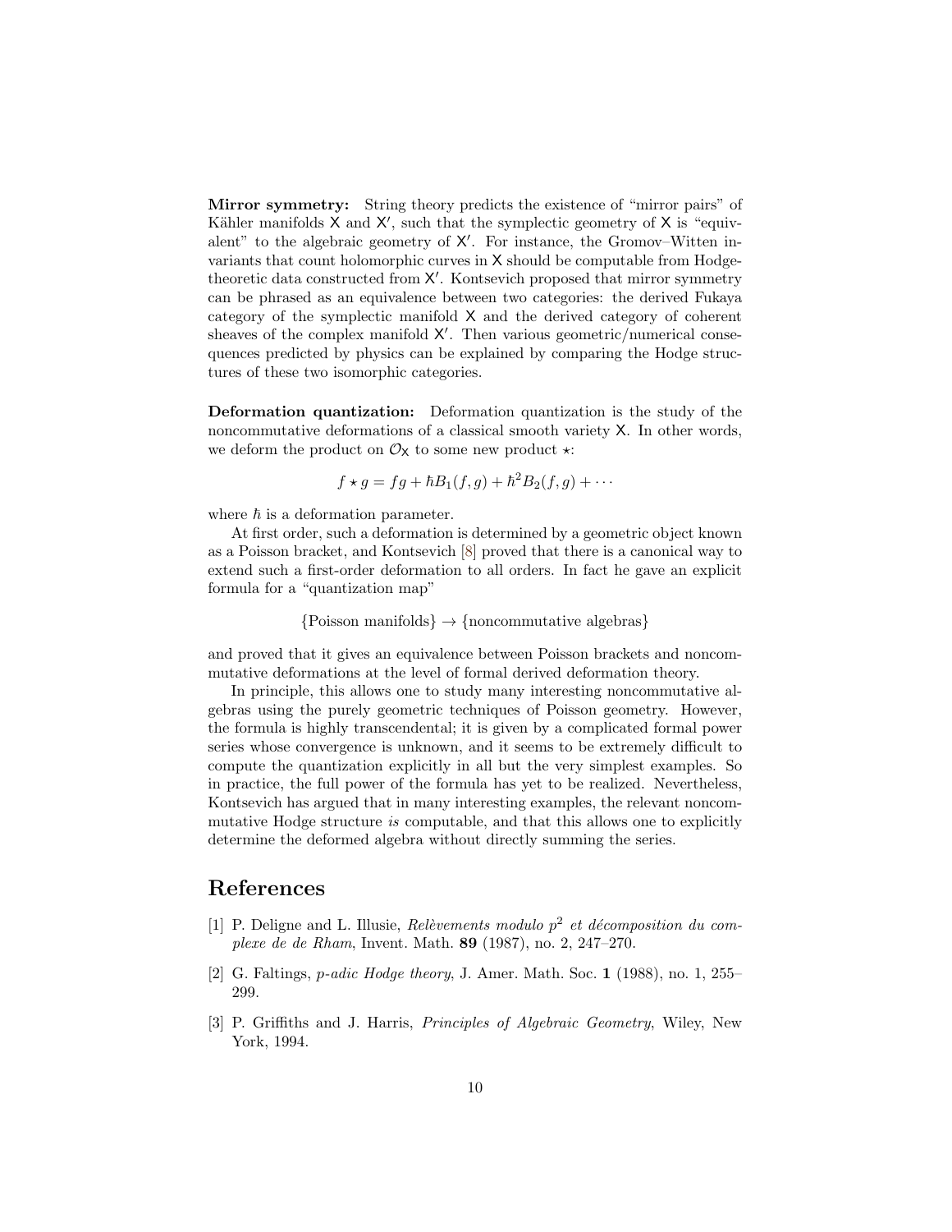**Mirror symmetry:** String theory predicts the existence of "mirror pairs" of Kähler manifolds $\mathsf{X}$ and $\mathsf{X}'$, such that the symplectic geometry of $\mathsf{X}$ is "equivalent" to the algebraic geometry of $\mathsf{X}'$. For instance, the Gromov–Witten invariants that count holomorphic curves in $\mathsf{X}$ should be computable from Hodge-theoretic data constructed from $\mathsf{X}'$. Kontsevich proposed that mirror symmetry can be phrased as an equivalence between two categories: the derived Fukaya category of the symplectic manifold $\mathsf{X}$ and the derived category of coherent sheaves of the complex manifold $\mathsf{X}'$. Then various geometric/numerical consequences predicted by physics can be explained by comparing the Hodge structures of these two isomorphic categories.

**Deformation quantization:** Deformation quantization is the study of the noncommutative deformations of a classical smooth variety $\mathsf{X}$. In other words, we deform the product on $\mathcal{O}_{\mathsf{X}}$ to some new product $\star$:

$$f \star g = fg + \hbar B_1(f,g) + \hbar^2 B_2(f,g) + \cdots$$

where $\hbar$ is a deformation parameter.

At first order, such a deformation is determined by a geometric object known as a Poisson bracket, and Kontsevich [8] proved that there is a canonical way to extend such a first-order deformation to all orders. In fact he gave an explicit formula for a "quantization map"

$$\{\text{Poisson manifolds}\} \to \{\text{noncommutative algebras}\}$$

and proved that it gives an equivalence between Poisson brackets and noncommutative deformations at the level of formal derived deformation theory.

In principle, this allows one to study many interesting noncommutative algebras using the purely geometric techniques of Poisson geometry. However, the formula is highly transcendental; it is given by a complicated formal power series whose convergence is unknown, and it seems to be extremely difficult to compute the quantization explicitly in all but the very simplest examples. So in practice, the full power of the formula has yet to be realized. Nevertheless, Kontsevich has argued that in many interesting examples, the relevant noncommutative Hodge structure *is* computable, and that this allows one to explicitly determine the deformed algebra without directly summing the series.

## References

[1] P. Deligne and L. Illusie, *Relèvements modulo $p^2$ et décomposition du complexe de de Rham*, Invent. Math. **89** (1987), no. 2, 247–270.

[2] G. Faltings, *p-adic Hodge theory*, J. Amer. Math. Soc. **1** (1988), no. 1, 255–299.

[3] P. Griffiths and J. Harris, *Principles of Algebraic Geometry*, Wiley, New York, 1994.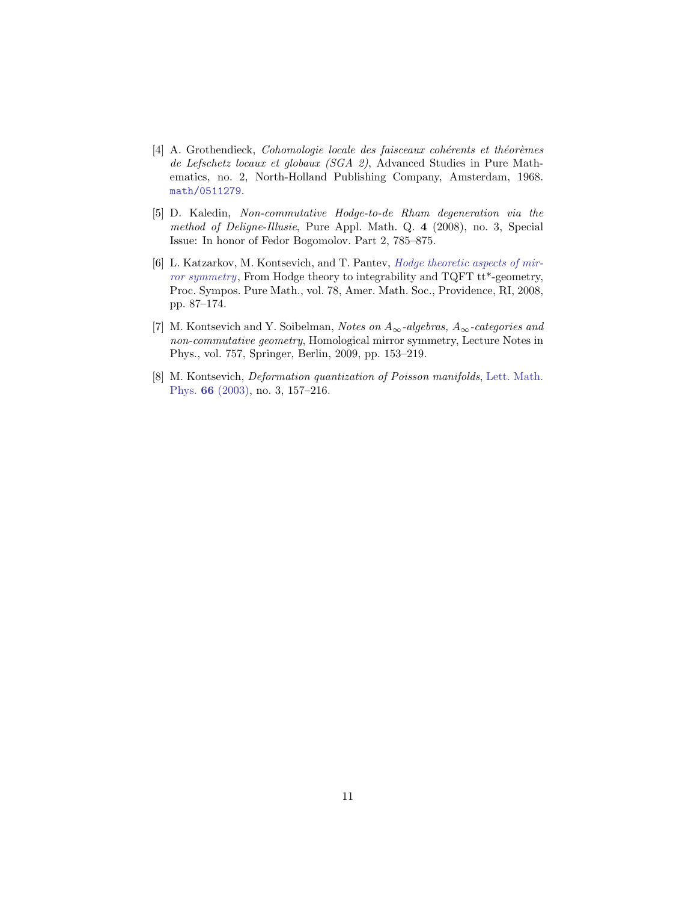[4] A. Grothendieck, *Cohomologie locale des faisceaux cohérents et théorèmes de Lefschetz locaux et globaux (SGA 2)*, Advanced Studies in Pure Mathematics, no. 2, North-Holland Publishing Company, Amsterdam, 1968. math/0511279.

[5] D. Kaledin, *Non-commutative Hodge-to-de Rham degeneration via the method of Deligne-Illusie*, Pure Appl. Math. Q. **4** (2008), no. 3, Special Issue: In honor of Fedor Bogomolov. Part 2, 785–875.

[6] L. Katzarkov, M. Kontsevich, and T. Pantev, *Hodge theoretic aspects of mirror symmetry*, From Hodge theory to integrability and TQFT tt*-geometry, Proc. Sympos. Pure Math., vol. 78, Amer. Math. Soc., Providence, RI, 2008, pp. 87–174.

[7] M. Kontsevich and Y. Soibelman, *Notes on $A_\infty$-algebras, $A_\infty$-categories and non-commutative geometry*, Homological mirror symmetry, Lecture Notes in Phys., vol. 757, Springer, Berlin, 2009, pp. 153–219.

[8] M. Kontsevich, *Deformation quantization of Poisson manifolds*, Lett. Math. Phys. **66** (2003), no. 3, 157–216.